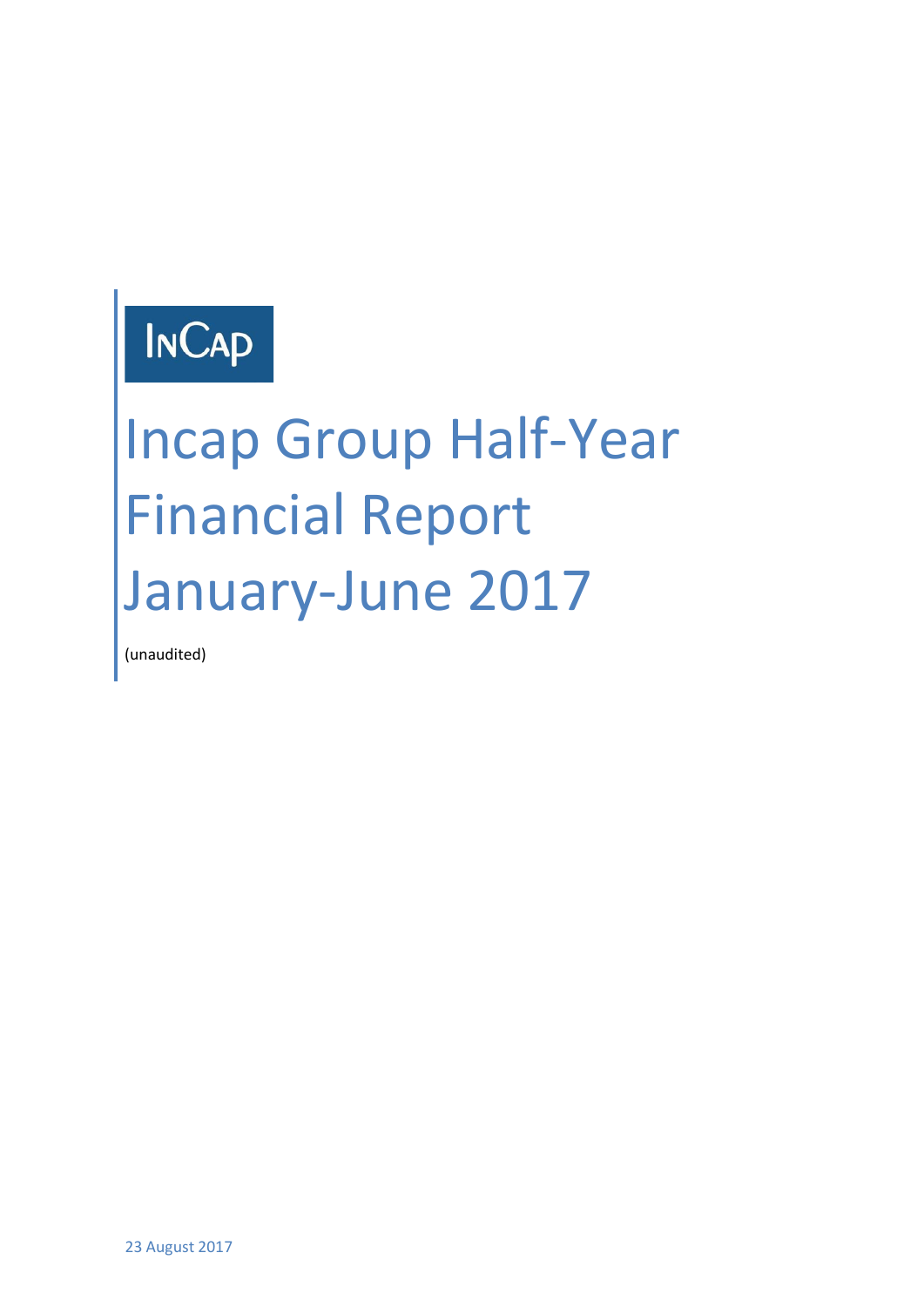InCap

# Incap Group Half-Year Financial Report January-June 2017

(unaudited)

23 August 2017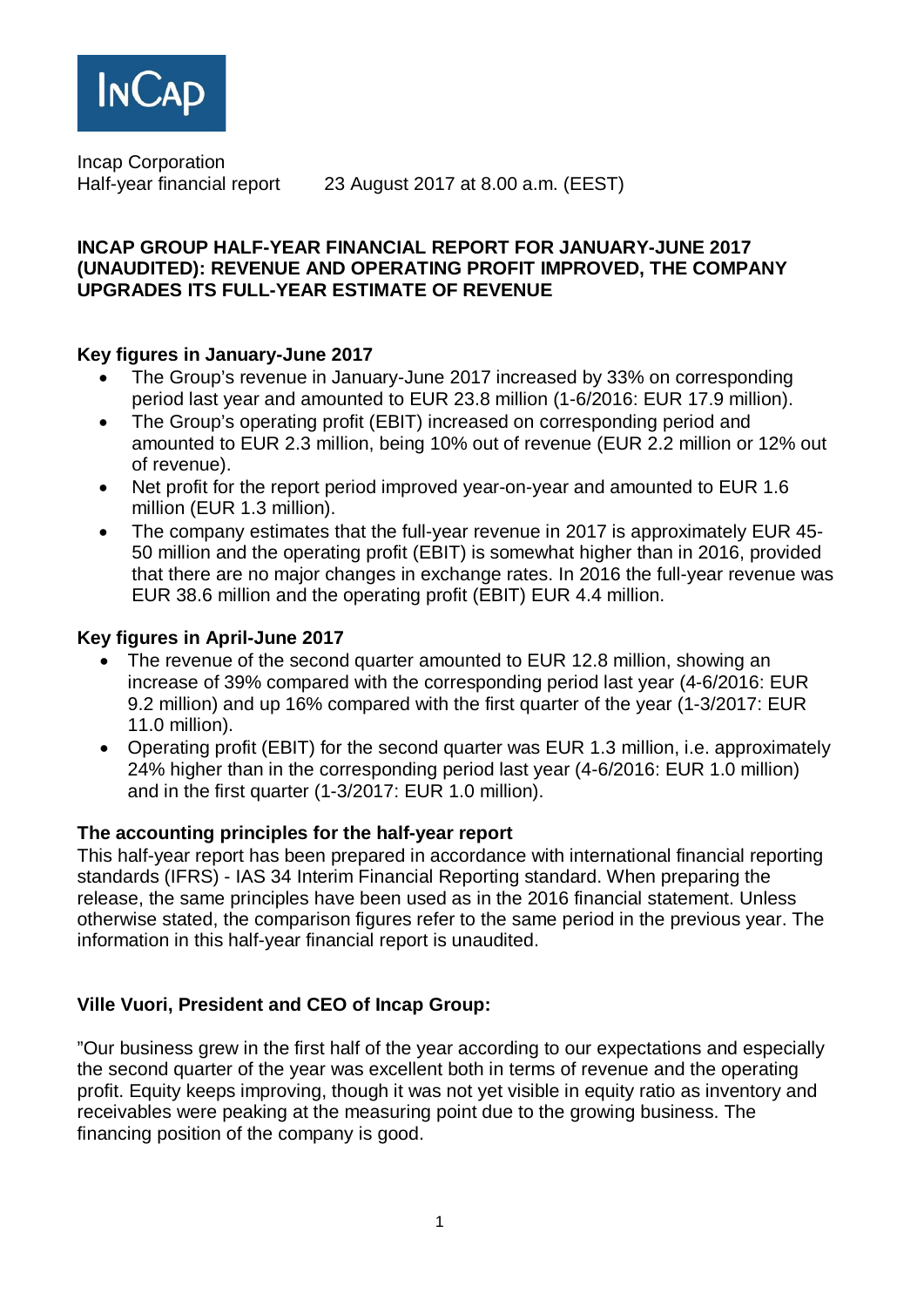Incap Corporation
Half-year financial report    23 August 2017 at 8.00 a.m. (EEST)

## INCAP GROUP HALF-YEAR FINANCIAL REPORT FOR JANUARY-JUNE 2017 (UNAUDITED): REVENUE AND OPERATING PROFIT IMPROVED, THE COMPANY UPGRADES ITS FULL-YEAR ESTIMATE OF REVENUE

### Key figures in January-June 2017

- The Group's revenue in January-June 2017 increased by 33% on corresponding period last year and amounted to EUR 23.8 million (1-6/2016: EUR 17.9 million).
- The Group's operating profit (EBIT) increased on corresponding period and amounted to EUR 2.3 million, being 10% out of revenue (EUR 2.2 million or 12% out of revenue).
- Net profit for the report period improved year-on-year and amounted to EUR 1.6 million (EUR 1.3 million).
- The company estimates that the full-year revenue in 2017 is approximately EUR 45-50 million and the operating profit (EBIT) is somewhat higher than in 2016, provided that there are no major changes in exchange rates. In 2016 the full-year revenue was EUR 38.6 million and the operating profit (EBIT) EUR 4.4 million.

### Key figures in April-June 2017

- The revenue of the second quarter amounted to EUR 12.8 million, showing an increase of 39% compared with the corresponding period last year (4-6/2016: EUR 9.2 million) and up 16% compared with the first quarter of the year (1-3/2017: EUR 11.0 million).
- Operating profit (EBIT) for the second quarter was EUR 1.3 million, i.e. approximately 24% higher than in the corresponding period last year (4-6/2016: EUR 1.0 million) and in the first quarter (1-3/2017: EUR 1.0 million).

### The accounting principles for the half-year report

This half-year report has been prepared in accordance with international financial reporting standards (IFRS) - IAS 34 Interim Financial Reporting standard. When preparing the release, the same principles have been used as in the 2016 financial statement. Unless otherwise stated, the comparison figures refer to the same period in the previous year. The information in this half-year financial report is unaudited.

### Ville Vuori, President and CEO of Incap Group:

"Our business grew in the first half of the year according to our expectations and especially the second quarter of the year was excellent both in terms of revenue and the operating profit. Equity keeps improving, though it was not yet visible in equity ratio as inventory and receivables were peaking at the measuring point due to the growing business. The financing position of the company is good.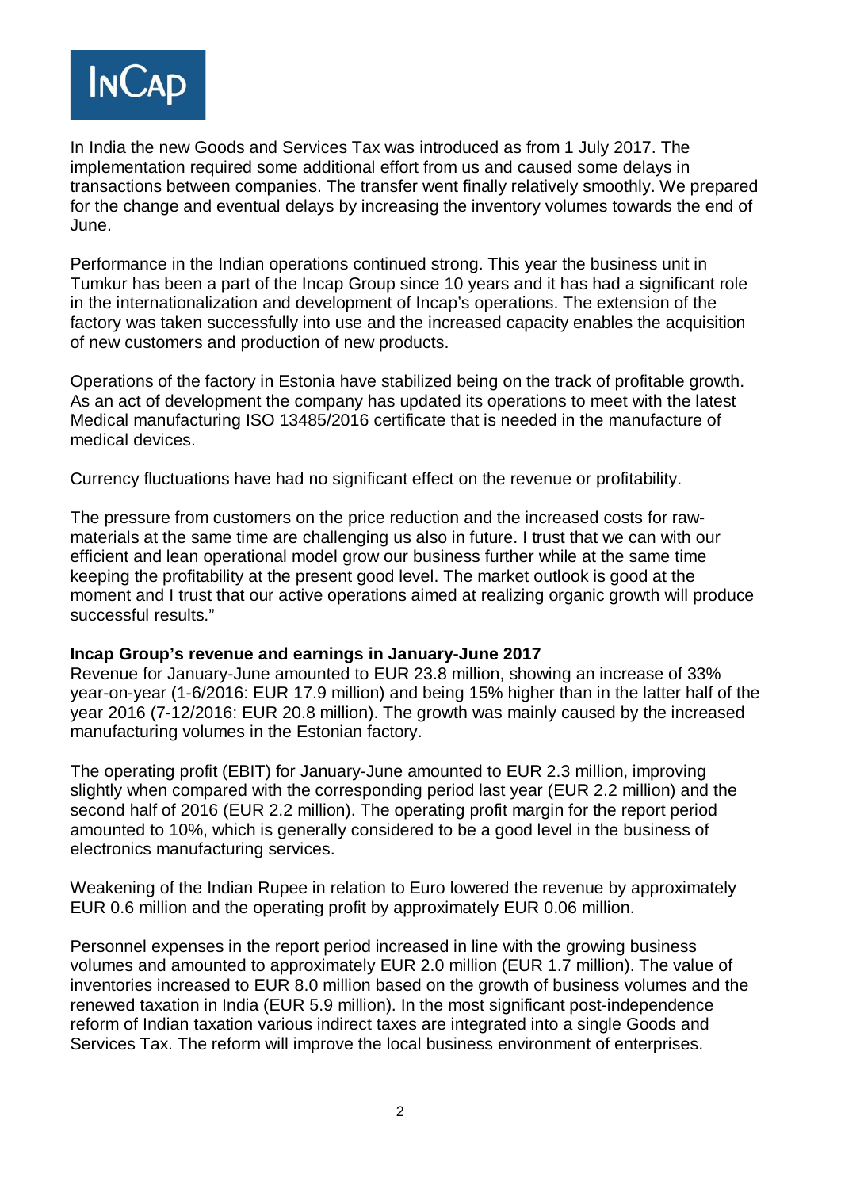In India the new Goods and Services Tax was introduced as from 1 July 2017. The implementation required some additional effort from us and caused some delays in transactions between companies. The transfer went finally relatively smoothly. We prepared for the change and eventual delays by increasing the inventory volumes towards the end of June.

Performance in the Indian operations continued strong. This year the business unit in Tumkur has been a part of the Incap Group since 10 years and it has had a significant role in the internationalization and development of Incap's operations. The extension of the factory was taken successfully into use and the increased capacity enables the acquisition of new customers and production of new products.

Operations of the factory in Estonia have stabilized being on the track of profitable growth. As an act of development the company has updated its operations to meet with the latest Medical manufacturing ISO 13485/2016 certificate that is needed in the manufacture of medical devices.

Currency fluctuations have had no significant effect on the revenue or profitability.

The pressure from customers on the price reduction and the increased costs for raw-materials at the same time are challenging us also in future. I trust that we can with our efficient and lean operational model grow our business further while at the same time keeping the profitability at the present good level. The market outlook is good at the moment and I trust that our active operations aimed at realizing organic growth will produce successful results."

**Incap Group's revenue and earnings in January-June 2017**

Revenue for January-June amounted to EUR 23.8 million, showing an increase of 33% year-on-year (1-6/2016: EUR 17.9 million) and being 15% higher than in the latter half of the year 2016 (7-12/2016: EUR 20.8 million). The growth was mainly caused by the increased manufacturing volumes in the Estonian factory.

The operating profit (EBIT) for January-June amounted to EUR 2.3 million, improving slightly when compared with the corresponding period last year (EUR 2.2 million) and the second half of 2016 (EUR 2.2 million). The operating profit margin for the report period amounted to 10%, which is generally considered to be a good level in the business of electronics manufacturing services.

Weakening of the Indian Rupee in relation to Euro lowered the revenue by approximately EUR 0.6 million and the operating profit by approximately EUR 0.06 million.

Personnel expenses in the report period increased in line with the growing business volumes and amounted to approximately EUR 2.0 million (EUR 1.7 million). The value of inventories increased to EUR 8.0 million based on the growth of business volumes and the renewed taxation in India (EUR 5.9 million). In the most significant post-independence reform of Indian taxation various indirect taxes are integrated into a single Goods and Services Tax. The reform will improve the local business environment of enterprises.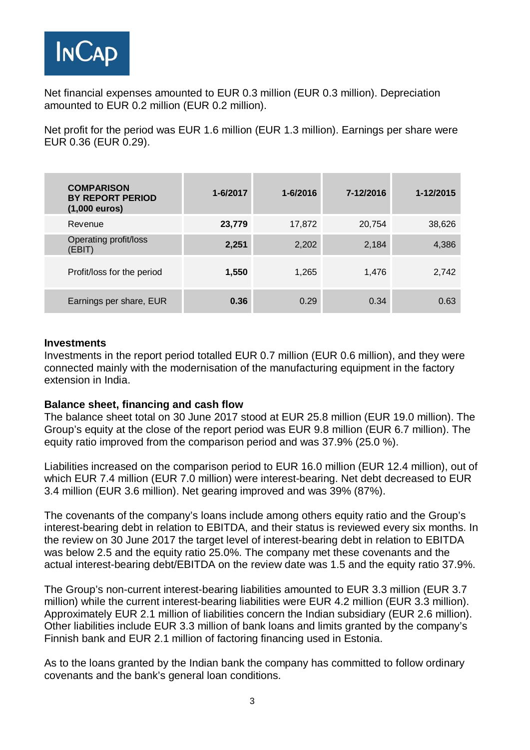Net financial expenses amounted to EUR 0.3 million (EUR 0.3 million). Depreciation amounted to EUR 0.2 million (EUR 0.2 million).

Net profit for the period was EUR 1.6 million (EUR 1.3 million). Earnings per share were EUR 0.36 (EUR 0.29).

| **COMPARISON BY REPORT PERIOD (1,000 euros)** | **1-6/2017** | **1-6/2016** | **7-12/2016** | **1-12/2015** |
|---|---|---|---|---|
| Revenue | **23,779** | 17,872 | 20,754 | 38,626 |
| Operating profit/loss (EBIT) | **2,251** | 2,202 | 2,184 | 4,386 |
| Profit/loss for the period | **1,550** | 1,265 | 1,476 | 2,742 |
| Earnings per share, EUR | **0.36** | 0.29 | 0.34 | 0.63 |

**Investments**
Investments in the report period totalled EUR 0.7 million (EUR 0.6 million), and they were connected mainly with the modernisation of the manufacturing equipment in the factory extension in India.

**Balance sheet, financing and cash flow**
The balance sheet total on 30 June 2017 stood at EUR 25.8 million (EUR 19.0 million). The Group's equity at the close of the report period was EUR 9.8 million (EUR 6.7 million). The equity ratio improved from the comparison period and was 37.9% (25.0 %).

Liabilities increased on the comparison period to EUR 16.0 million (EUR 12.4 million), out of which EUR 7.4 million (EUR 7.0 million) were interest-bearing. Net debt decreased to EUR 3.4 million (EUR 3.6 million). Net gearing improved and was 39% (87%).

The covenants of the company's loans include among others equity ratio and the Group's interest-bearing debt in relation to EBITDA, and their status is reviewed every six months. In the review on 30 June 2017 the target level of interest-bearing debt in relation to EBITDA was below 2.5 and the equity ratio 25.0%. The company met these covenants and the actual interest-bearing debt/EBITDA on the review date was 1.5 and the equity ratio 37.9%.

The Group's non-current interest-bearing liabilities amounted to EUR 3.3 million (EUR 3.7 million) while the current interest-bearing liabilities were EUR 4.2 million (EUR 3.3 million). Approximately EUR 2.1 million of liabilities concern the Indian subsidiary (EUR 2.6 million). Other liabilities include EUR 3.3 million of bank loans and limits granted by the company's Finnish bank and EUR 2.1 million of factoring financing used in Estonia.

As to the loans granted by the Indian bank the company has committed to follow ordinary covenants and the bank's general loan conditions.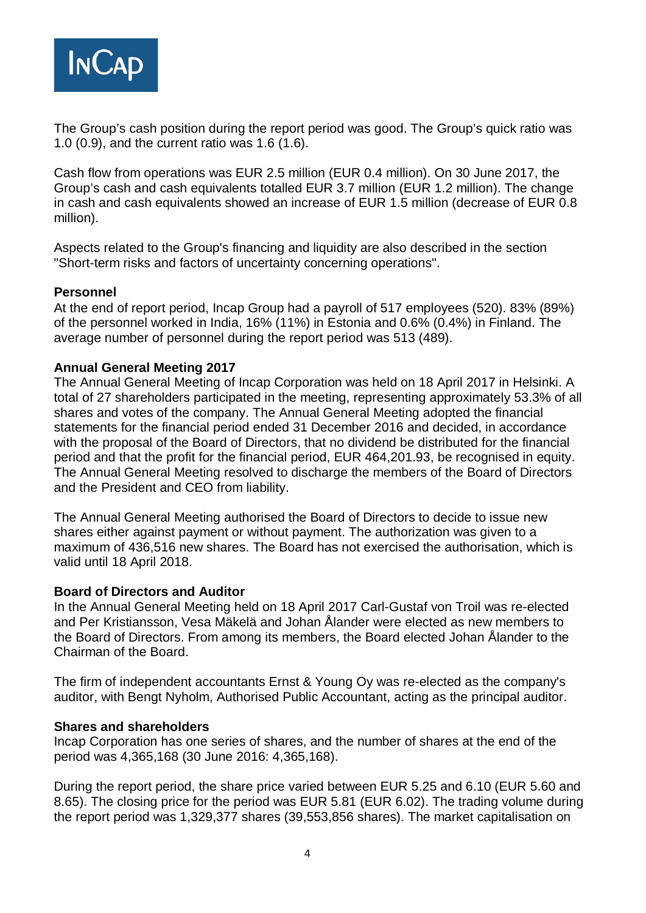The Group's cash position during the report period was good. The Group's quick ratio was 1.0 (0.9), and the current ratio was 1.6 (1.6).

Cash flow from operations was EUR 2.5 million (EUR 0.4 million). On 30 June 2017, the Group's cash and cash equivalents totalled EUR 3.7 million (EUR 1.2 million). The change in cash and cash equivalents showed an increase of EUR 1.5 million (decrease of EUR 0.8 million).

Aspects related to the Group's financing and liquidity are also described in the section "Short-term risks and factors of uncertainty concerning operations".

**Personnel**

At the end of report period, Incap Group had a payroll of 517 employees (520). 83% (89%) of the personnel worked in India, 16% (11%) in Estonia and 0.6% (0.4%) in Finland. The average number of personnel during the report period was 513 (489).

**Annual General Meeting 2017**

The Annual General Meeting of Incap Corporation was held on 18 April 2017 in Helsinki. A total of 27 shareholders participated in the meeting, representing approximately 53.3% of all shares and votes of the company. The Annual General Meeting adopted the financial statements for the financial period ended 31 December 2016 and decided, in accordance with the proposal of the Board of Directors, that no dividend be distributed for the financial period and that the profit for the financial period, EUR 464,201.93, be recognised in equity. The Annual General Meeting resolved to discharge the members of the Board of Directors and the President and CEO from liability.

The Annual General Meeting authorised the Board of Directors to decide to issue new shares either against payment or without payment. The authorization was given to a maximum of 436,516 new shares. The Board has not exercised the authorisation, which is valid until 18 April 2018.

**Board of Directors and Auditor**

In the Annual General Meeting held on 18 April 2017 Carl-Gustaf von Troil was re-elected and Per Kristiansson, Vesa Mäkelä and Johan Ålander were elected as new members to the Board of Directors. From among its members, the Board elected Johan Ålander to the Chairman of the Board.

The firm of independent accountants Ernst & Young Oy was re-elected as the company's auditor, with Bengt Nyholm, Authorised Public Accountant, acting as the principal auditor.

**Shares and shareholders**

Incap Corporation has one series of shares, and the number of shares at the end of the period was 4,365,168 (30 June 2016: 4,365,168).

During the report period, the share price varied between EUR 5.25 and 6.10 (EUR 5.60 and 8.65). The closing price for the period was EUR 5.81 (EUR 6.02). The trading volume during the report period was 1,329,377 shares (39,553,856 shares). The market capitalisation on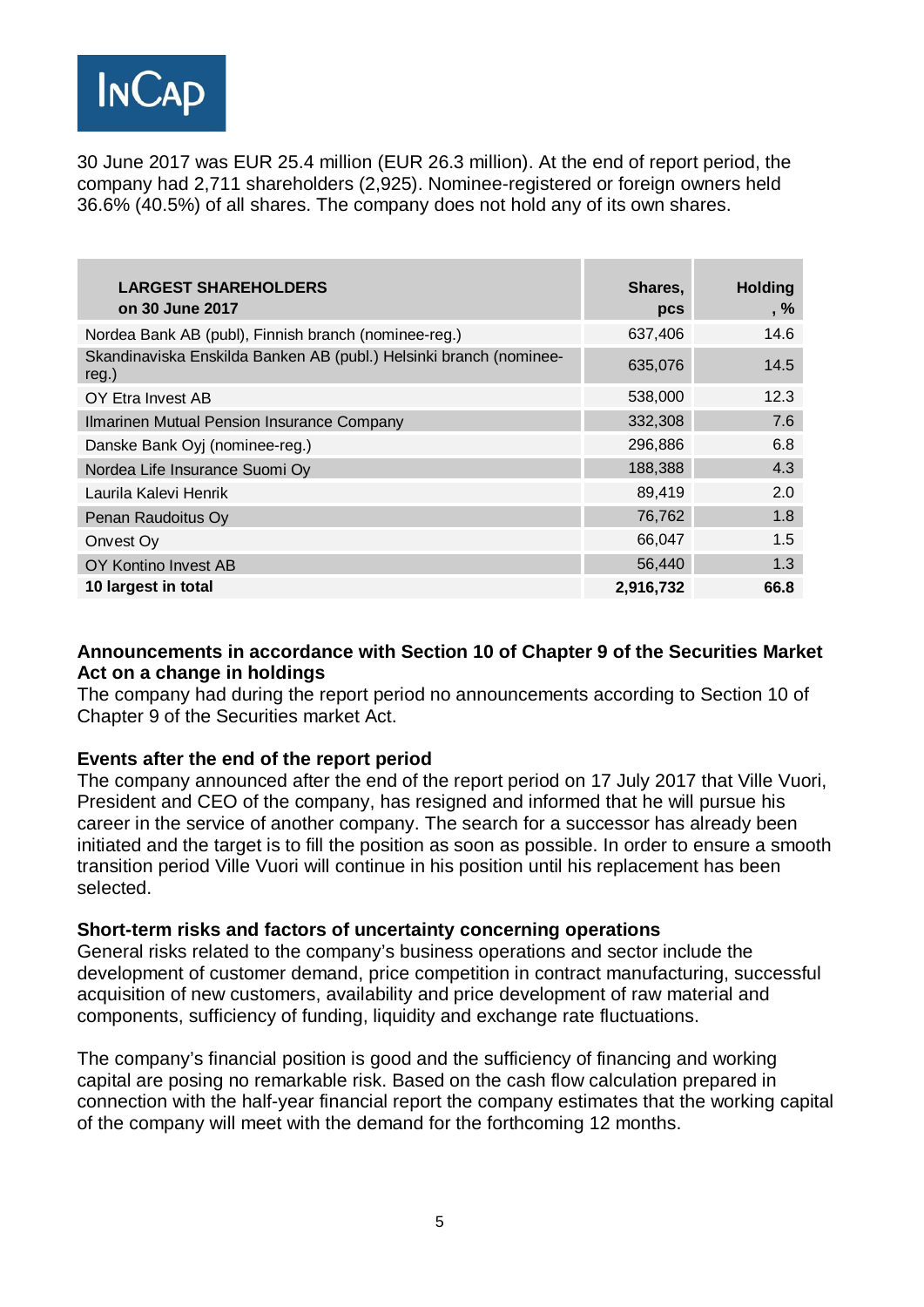30 June 2017 was EUR 25.4 million (EUR 26.3 million). At the end of report period, the company had 2,711 shareholders (2,925). Nominee-registered or foreign owners held 36.6% (40.5%) of all shares. The company does not hold any of its own shares.

| LARGEST SHAREHOLDERS on 30 June 2017 | Shares, pcs | Holding, % |
|---|---|---|
| Nordea Bank AB (publ), Finnish branch (nominee-reg.) | 637,406 | 14.6 |
| Skandinaviska Enskilda Banken AB (publ.) Helsinki branch (nominee-reg.) | 635,076 | 14.5 |
| OY Etra Invest AB | 538,000 | 12.3 |
| Ilmarinen Mutual Pension Insurance Company | 332,308 | 7.6 |
| Danske Bank Oyj (nominee-reg.) | 296,886 | 6.8 |
| Nordea Life Insurance Suomi Oy | 188,388 | 4.3 |
| Laurila Kalevi Henrik | 89,419 | 2.0 |
| Penan Raudoitus Oy | 76,762 | 1.8 |
| Onvest Oy | 66,047 | 1.5 |
| OY Kontino Invest AB | 56,440 | 1.3 |
| **10 largest in total** | **2,916,732** | **66.8** |

**Announcements in accordance with Section 10 of Chapter 9 of the Securities Market Act on a change in holdings**

The company had during the report period no announcements according to Section 10 of Chapter 9 of the Securities market Act.

**Events after the end of the report period**

The company announced after the end of the report period on 17 July 2017 that Ville Vuori, President and CEO of the company, has resigned and informed that he will pursue his career in the service of another company. The search for a successor has already been initiated and the target is to fill the position as soon as possible. In order to ensure a smooth transition period Ville Vuori will continue in his position until his replacement has been selected.

**Short-term risks and factors of uncertainty concerning operations**

General risks related to the company's business operations and sector include the development of customer demand, price competition in contract manufacturing, successful acquisition of new customers, availability and price development of raw material and components, sufficiency of funding, liquidity and exchange rate fluctuations.

The company's financial position is good and the sufficiency of financing and working capital are posing no remarkable risk. Based on the cash flow calculation prepared in connection with the half-year financial report the company estimates that the working capital of the company will meet with the demand for the forthcoming 12 months.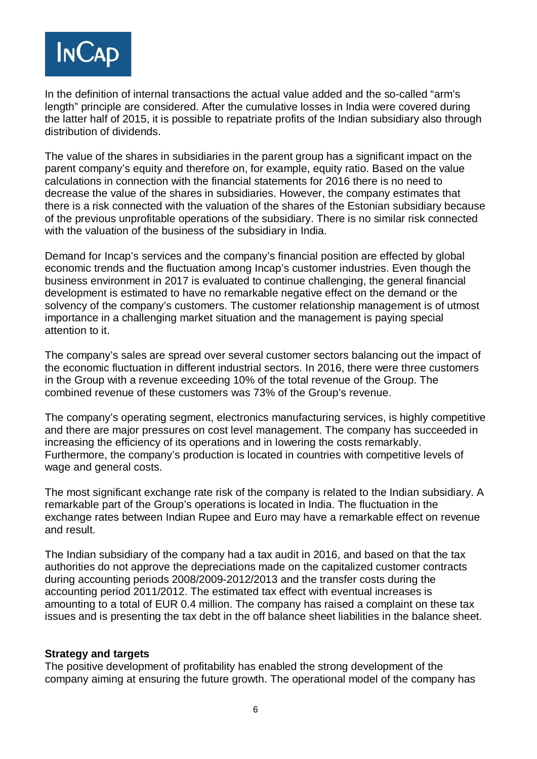In the definition of internal transactions the actual value added and the so-called "arm's length" principle are considered. After the cumulative losses in India were covered during the latter half of 2015, it is possible to repatriate profits of the Indian subsidiary also through distribution of dividends.

The value of the shares in subsidiaries in the parent group has a significant impact on the parent company's equity and therefore on, for example, equity ratio. Based on the value calculations in connection with the financial statements for 2016 there is no need to decrease the value of the shares in subsidiaries. However, the company estimates that there is a risk connected with the valuation of the shares of the Estonian subsidiary because of the previous unprofitable operations of the subsidiary. There is no similar risk connected with the valuation of the business of the subsidiary in India.

Demand for Incap's services and the company's financial position are effected by global economic trends and the fluctuation among Incap's customer industries. Even though the business environment in 2017 is evaluated to continue challenging, the general financial development is estimated to have no remarkable negative effect on the demand or the solvency of the company's customers. The customer relationship management is of utmost importance in a challenging market situation and the management is paying special attention to it.

The company's sales are spread over several customer sectors balancing out the impact of the economic fluctuation in different industrial sectors. In 2016, there were three customers in the Group with a revenue exceeding 10% of the total revenue of the Group. The combined revenue of these customers was 73% of the Group's revenue.

The company's operating segment, electronics manufacturing services, is highly competitive and there are major pressures on cost level management. The company has succeeded in increasing the efficiency of its operations and in lowering the costs remarkably. Furthermore, the company's production is located in countries with competitive levels of wage and general costs.

The most significant exchange rate risk of the company is related to the Indian subsidiary. A remarkable part of the Group's operations is located in India. The fluctuation in the exchange rates between Indian Rupee and Euro may have a remarkable effect on revenue and result.

The Indian subsidiary of the company had a tax audit in 2016, and based on that the tax authorities do not approve the depreciations made on the capitalized customer contracts during accounting periods 2008/2009-2012/2013 and the transfer costs during the accounting period 2011/2012. The estimated tax effect with eventual increases is amounting to a total of EUR 0.4 million. The company has raised a complaint on these tax issues and is presenting the tax debt in the off balance sheet liabilities in the balance sheet.

**Strategy and targets**

The positive development of profitability has enabled the strong development of the company aiming at ensuring the future growth. The operational model of the company has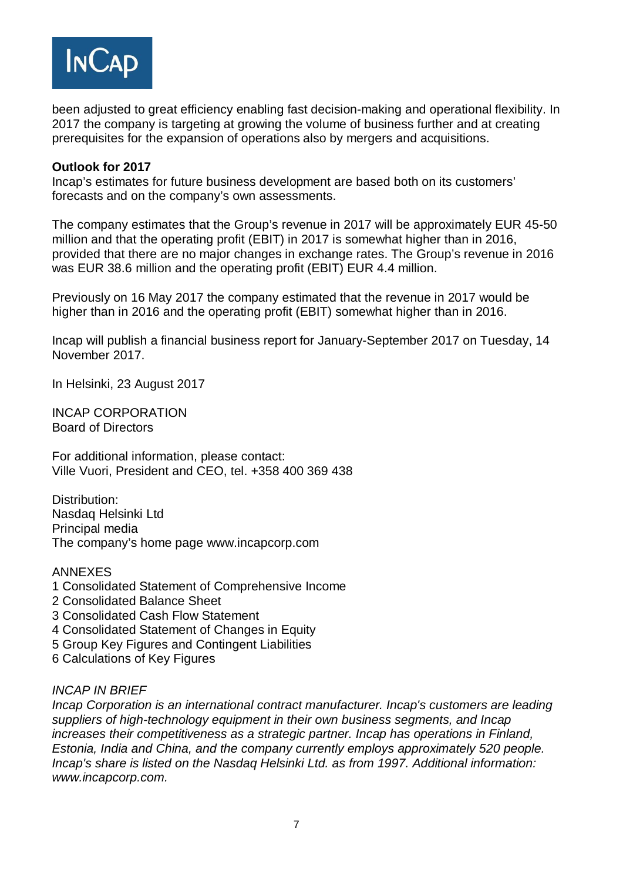been adjusted to great efficiency enabling fast decision-making and operational flexibility. In 2017 the company is targeting at growing the volume of business further and at creating prerequisites for the expansion of operations also by mergers and acquisitions.

**Outlook for 2017**

Incap's estimates for future business development are based both on its customers' forecasts and on the company's own assessments.

The company estimates that the Group's revenue in 2017 will be approximately EUR 45-50 million and that the operating profit (EBIT) in 2017 is somewhat higher than in 2016, provided that there are no major changes in exchange rates. The Group's revenue in 2016 was EUR 38.6 million and the operating profit (EBIT) EUR 4.4 million.

Previously on 16 May 2017 the company estimated that the revenue in 2017 would be higher than in 2016 and the operating profit (EBIT) somewhat higher than in 2016.

Incap will publish a financial business report for January-September 2017 on Tuesday, 14 November 2017.

In Helsinki, 23 August 2017

INCAP CORPORATION
Board of Directors

For additional information, please contact:
Ville Vuori, President and CEO, tel. +358 400 369 438

Distribution:
Nasdaq Helsinki Ltd
Principal media
The company's home page www.incapcorp.com

ANNEXES
1 Consolidated Statement of Comprehensive Income
2 Consolidated Balance Sheet
3 Consolidated Cash Flow Statement
4 Consolidated Statement of Changes in Equity
5 Group Key Figures and Contingent Liabilities
6 Calculations of Key Figures

*INCAP IN BRIEF*
*Incap Corporation is an international contract manufacturer. Incap's customers are leading suppliers of high-technology equipment in their own business segments, and Incap increases their competitiveness as a strategic partner. Incap has operations in Finland, Estonia, India and China, and the company currently employs approximately 520 people. Incap's share is listed on the Nasdaq Helsinki Ltd. as from 1997. Additional information: www.incapcorp.com.*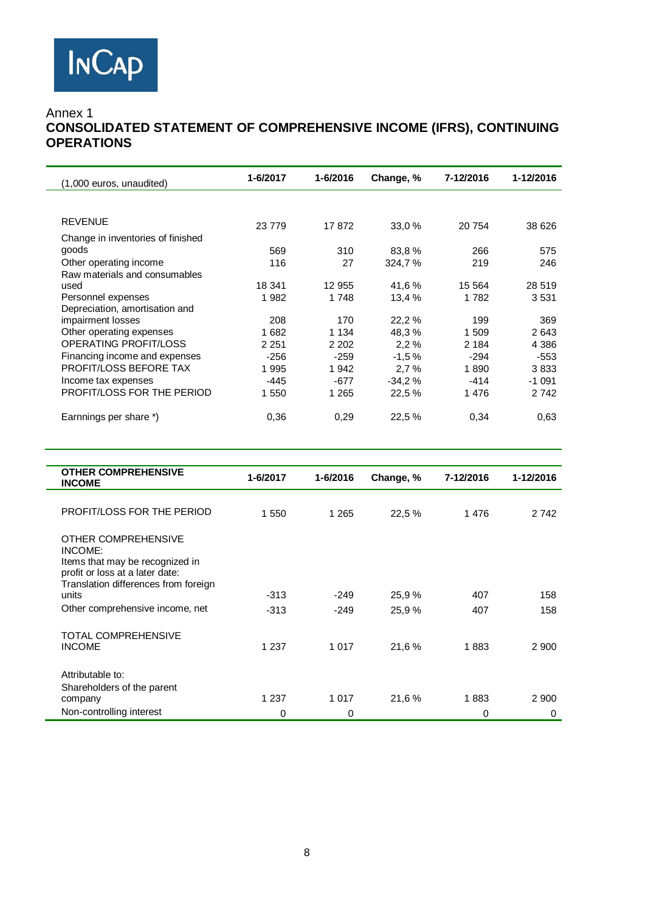Annex 1

## CONSOLIDATED STATEMENT OF COMPREHENSIVE INCOME (IFRS), CONTINUING OPERATIONS

| (1,000 euros, unaudited) | 1-6/2017 | 1-6/2016 | Change, % | 7-12/2016 | 1-12/2016 |
|---|---|---|---|---|---|
| REVENUE | 23 779 | 17 872 | 33,0 % | 20 754 | 38 626 |
| Change in inventories of finished goods | 569 | 310 | 83,8 % | 266 | 575 |
| Other operating income | 116 | 27 | 324,7 % | 219 | 246 |
| Raw materials and consumables used | 18 341 | 12 955 | 41,6 % | 15 564 | 28 519 |
| Personnel expenses | 1 982 | 1 748 | 13,4 % | 1 782 | 3 531 |
| Depreciation, amortisation and impairment losses | 208 | 170 | 22,2 % | 199 | 369 |
| Other operating expenses | 1 682 | 1 134 | 48,3 % | 1 509 | 2 643 |
| OPERATING PROFIT/LOSS | 2 251 | 2 202 | 2,2 % | 2 184 | 4 386 |
| Financing income and expenses | -256 | -259 | -1,5 % | -294 | -553 |
| PROFIT/LOSS BEFORE TAX | 1 995 | 1 942 | 2,7 % | 1 890 | 3 833 |
| Income tax expenses | -445 | -677 | -34,2 % | -414 | -1 091 |
| PROFIT/LOSS FOR THE PERIOD | 1 550 | 1 265 | 22,5 % | 1 476 | 2 742 |
| Earnnings per share *) | 0,36 | 0,29 | 22,5 % | 0,34 | 0,63 |

| **OTHER COMPREHENSIVE INCOME** | 1-6/2017 | 1-6/2016 | Change, % | 7-12/2016 | 1-12/2016 |
|---|---|---|---|---|---|
| PROFIT/LOSS FOR THE PERIOD | 1 550 | 1 265 | 22,5 % | 1 476 | 2 742 |
| OTHER COMPREHENSIVE INCOME: | | | | | |
| Items that may be recognized in profit or loss at a later date: | | | | | |
| Translation differences from foreign units | -313 | -249 | 25,9 % | 407 | 158 |
| Other comprehensive income, net | -313 | -249 | 25,9 % | 407 | 158 |
| TOTAL COMPREHENSIVE INCOME | 1 237 | 1 017 | 21,6 % | 1 883 | 2 900 |
| Attributable to: | | | | | |
| Shareholders of the parent company | 1 237 | 1 017 | 21,6 % | 1 883 | 2 900 |
| Non-controlling interest | 0 | 0 | | 0 | 0 |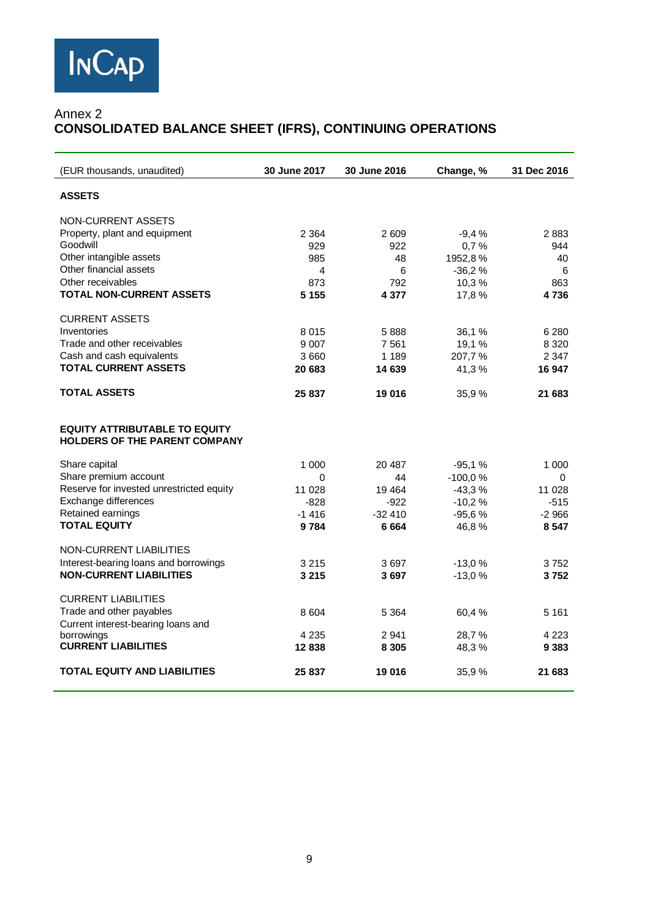Annex 2

# CONSOLIDATED BALANCE SHEET (IFRS), CONTINUING OPERATIONS

| (EUR thousands, unaudited) | 30 June 2017 | 30 June 2016 | Change, % | 31 Dec 2016 |
|---|---|---|---|---|
| **ASSETS** | | | | |
| NON-CURRENT ASSETS | | | | |
| Property, plant and equipment | 2 364 | 2 609 | -9,4 % | 2 883 |
| Goodwill | 929 | 922 | 0,7 % | 944 |
| Other intangible assets | 985 | 48 | 1952,8 % | 40 |
| Other financial assets | 4 | 6 | -36,2 % | 6 |
| Other receivables | 873 | 792 | 10,3 % | 863 |
| **TOTAL NON-CURRENT ASSETS** | **5 155** | **4 377** | 17,8 % | **4 736** |
| CURRENT ASSETS | | | | |
| Inventories | 8 015 | 5 888 | 36,1 % | 6 280 |
| Trade and other receivables | 9 007 | 7 561 | 19,1 % | 8 320 |
| Cash and cash equivalents | 3 660 | 1 189 | 207,7 % | 2 347 |
| **TOTAL CURRENT ASSETS** | **20 683** | **14 639** | 41,3 % | **16 947** |
| **TOTAL ASSETS** | **25 837** | **19 016** | 35,9 % | **21 683** |
| **EQUITY ATTRIBUTABLE TO EQUITY HOLDERS OF THE PARENT COMPANY** | | | | |
| Share capital | 1 000 | 20 487 | -95,1 % | 1 000 |
| Share premium account | 0 | 44 | -100,0 % | 0 |
| Reserve for invested unrestricted equity | 11 028 | 19 464 | -43,3 % | 11 028 |
| Exchange differences | -828 | -922 | -10,2 % | -515 |
| Retained earnings | -1 416 | -32 410 | -95,6 % | -2 966 |
| **TOTAL EQUITY** | **9 784** | **6 664** | 46,8 % | **8 547** |
| NON-CURRENT LIABILITIES | | | | |
| Interest-bearing loans and borrowings | 3 215 | 3 697 | -13,0 % | 3 752 |
| **NON-CURRENT LIABILITIES** | **3 215** | **3 697** | -13,0 % | **3 752** |
| CURRENT LIABILITIES | | | | |
| Trade and other payables | 8 604 | 5 364 | 60,4 % | 5 161 |
| Current interest-bearing loans and borrowings | 4 235 | 2 941 | 28,7 % | 4 223 |
| **CURRENT LIABILITIES** | **12 838** | **8 305** | 48,3 % | **9 383** |
| **TOTAL EQUITY AND LIABILITIES** | **25 837** | **19 016** | 35,9 % | **21 683** |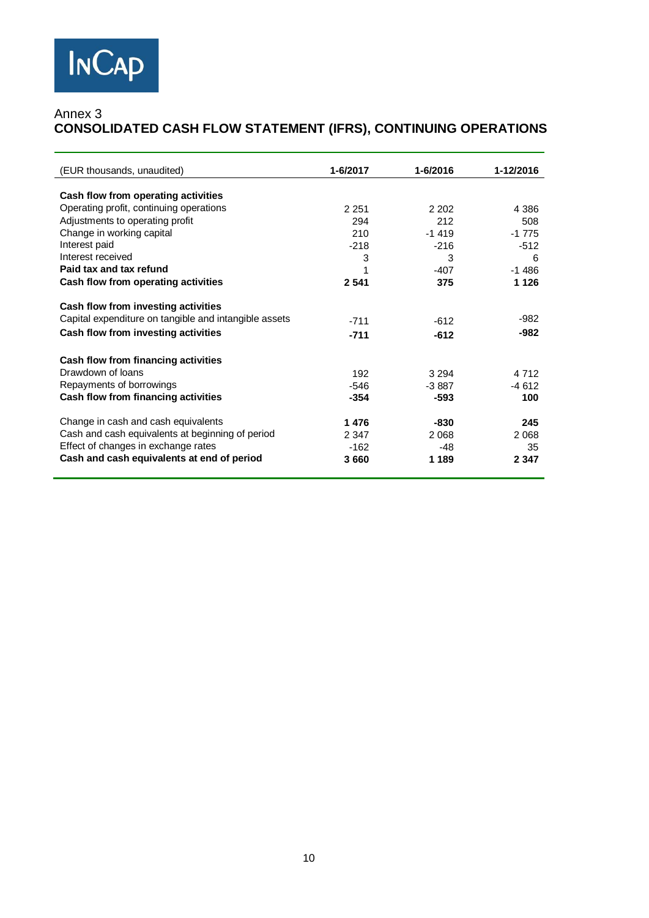Annex 3

## CONSOLIDATED CASH FLOW STATEMENT (IFRS), CONTINUING OPERATIONS

| (EUR thousands, unaudited) | 1-6/2017 | 1-6/2016 | 1-12/2016 |
|---|---|---|---|
| **Cash flow from operating activities** | | | |
| Operating profit, continuing operations | 2 251 | 2 202 | 4 386 |
| Adjustments to operating profit | 294 | 212 | 508 |
| Change in working capital | 210 | -1 419 | -1 775 |
| Interest paid | -218 | -216 | -512 |
| Interest received | 3 | 3 | 6 |
| **Paid tax and tax refund** | 1 | -407 | -1 486 |
| **Cash flow from operating activities** | **2 541** | **375** | **1 126** |
| **Cash flow from investing activities** | | | |
| Capital expenditure on tangible and intangible assets | -711 | -612 | -982 |
| **Cash flow from investing activities** | **-711** | **-612** | **-982** |
| **Cash flow from financing activities** | | | |
| Drawdown of loans | 192 | 3 294 | 4 712 |
| Repayments of borrowings | -546 | -3 887 | -4 612 |
| **Cash flow from financing activities** | **-354** | **-593** | **100** |
| Change in cash and cash equivalents | **1 476** | **-830** | **245** |
| Cash and cash equivalents at beginning of period | 2 347 | 2 068 | 2 068 |
| Effect of changes in exchange rates | -162 | -48 | 35 |
| **Cash and cash equivalents at end of period** | **3 660** | **1 189** | **2 347** |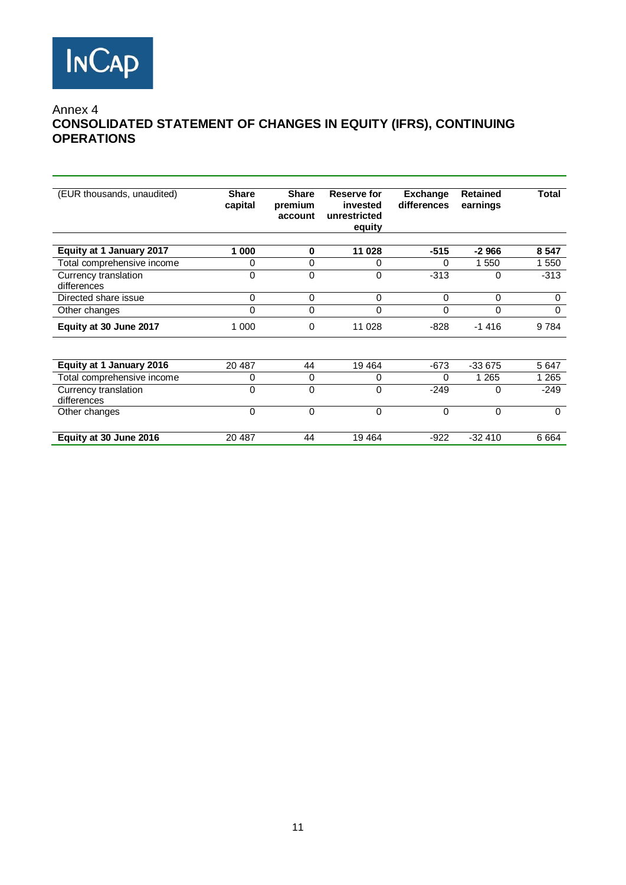Annex 4

# CONSOLIDATED STATEMENT OF CHANGES IN EQUITY (IFRS), CONTINUING OPERATIONS

| (EUR thousands, unaudited) | Share capital | Share premium account | Reserve for invested unrestricted equity | Exchange differences | Retained earnings | Total |
|---|---|---|---|---|---|---|
| **Equity at 1 January 2017** | **1 000** | **0** | **11 028** | **-515** | **-2 966** | **8 547** |
| Total comprehensive income | 0 | 0 | 0 | 0 | 1 550 | 1 550 |
| Currency translation differences | 0 | 0 | 0 | -313 | 0 | -313 |
| Directed share issue | 0 | 0 | 0 | 0 | 0 | 0 |
| Other changes | 0 | 0 | 0 | 0 | 0 | 0 |
| **Equity at 30 June 2017** | 1 000 | 0 | 11 028 | -828 | -1 416 | 9 784 |
| | | | | | | |
| **Equity at 1 January 2016** | 20 487 | 44 | 19 464 | -673 | -33 675 | 5 647 |
| Total comprehensive income | 0 | 0 | 0 | 0 | 1 265 | 1 265 |
| Currency translation differences | 0 | 0 | 0 | -249 | 0 | -249 |
| Other changes | 0 | 0 | 0 | 0 | 0 | 0 |
| **Equity at 30 June 2016** | 20 487 | 44 | 19 464 | -922 | -32 410 | 6 664 |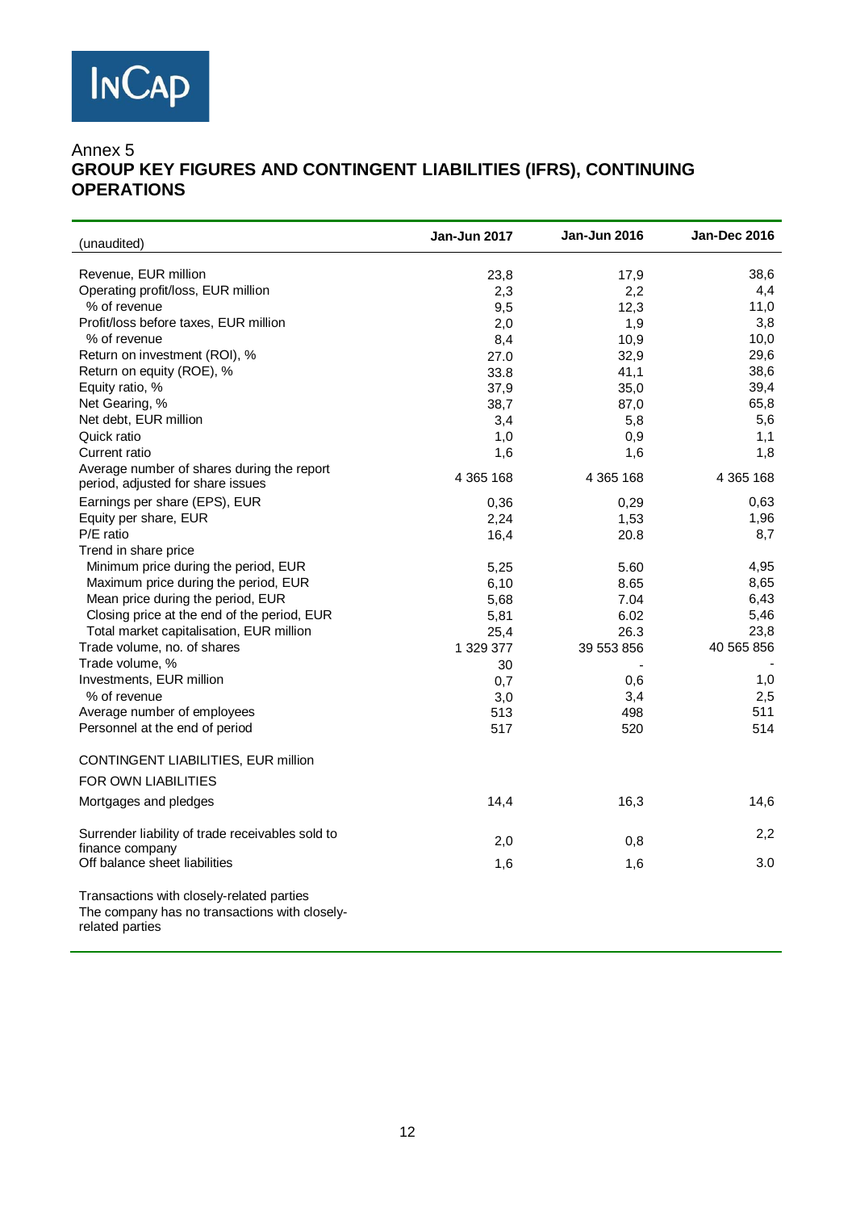InCap

Annex 5

## GROUP KEY FIGURES AND CONTINGENT LIABILITIES (IFRS), CONTINUING OPERATIONS

| (unaudited) | Jan-Jun 2017 | Jan-Jun 2016 | Jan-Dec 2016 |
|---|---|---|---|
| Revenue, EUR million | 23,8 | 17,9 | 38,6 |
| Operating profit/loss, EUR million | 2,3 | 2,2 | 4,4 |
| % of revenue | 9,5 | 12,3 | 11,0 |
| Profit/loss before taxes, EUR million | 2,0 | 1,9 | 3,8 |
| % of revenue | 8,4 | 10,9 | 10,0 |
| Return on investment (ROI), % | 27.0 | 32,9 | 29,6 |
| Return on equity (ROE), % | 33.8 | 41,1 | 38,6 |
| Equity ratio, % | 37,9 | 35,0 | 39,4 |
| Net Gearing, % | 38,7 | 87,0 | 65,8 |
| Net debt, EUR million | 3,4 | 5,8 | 5,6 |
| Quick ratio | 1,0 | 0,9 | 1,1 |
| Current ratio | 1,6 | 1,6 | 1,8 |
| Average number of shares during the report period, adjusted for share issues | 4 365 168 | 4 365 168 | 4 365 168 |
| Earnings per share (EPS), EUR | 0,36 | 0,29 | 0,63 |
| Equity per share, EUR | 2,24 | 1,53 | 1,96 |
| P/E ratio | 16,4 | 20.8 | 8,7 |
| Trend in share price | | | |
| Minimum price during the period, EUR | 5,25 | 5.60 | 4,95 |
| Maximum price during the period, EUR | 6,10 | 8.65 | 8,65 |
| Mean price during the period, EUR | 5,68 | 7.04 | 6,43 |
| Closing price at the end of the period, EUR | 5,81 | 6.02 | 5,46 |
| Total market capitalisation, EUR million | 25,4 | 26.3 | 23,8 |
| Trade volume, no. of shares | 1 329 377 | 39 553 856 | 40 565 856 |
| Trade volume, % | 30 | - | - |
| Investments, EUR million | 0,7 | 0,6 | 1,0 |
| % of revenue | 3,0 | 3,4 | 2,5 |
| Average number of employees | 513 | 498 | 511 |
| Personnel at the end of period | 517 | 520 | 514 |
| CONTINGENT LIABILITIES, EUR million | | | |
| FOR OWN LIABILITIES | | | |
| Mortgages and pledges | 14,4 | 16,3 | 14,6 |
| Surrender liability of trade receivables sold to finance company | 2,0 | 0,8 | 2,2 |
| Off balance sheet liabilities | 1,6 | 1,6 | 3.0 |

Transactions with closely-related parties

The company has no transactions with closely-related parties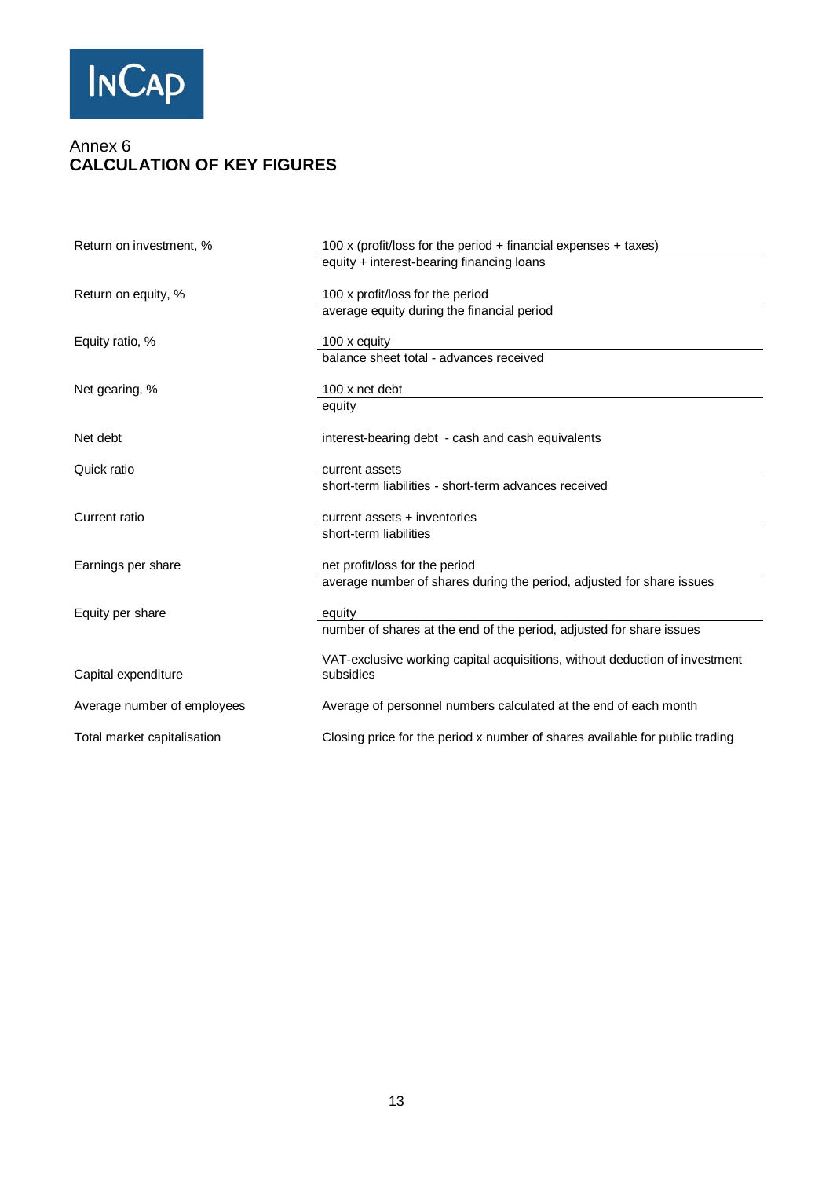Annex 6

## CALCULATION OF KEY FIGURES

| | |
|---|---|
| Return on investment, % | 100 x (profit/loss for the period + financial expenses + taxes) / equity + interest-bearing financing loans |
| Return on equity, % | 100 x profit/loss for the period / average equity during the financial period |
| Equity ratio, % | 100 x equity / balance sheet total - advances received |
| Net gearing, % | 100 x net debt / equity |
| Net debt | interest-bearing debt - cash and cash equivalents |
| Quick ratio | current assets / short-term liabilities - short-term advances received |
| Current ratio | current assets + inventories / short-term liabilities |
| Earnings per share | net profit/loss for the period / average number of shares during the period, adjusted for share issues |
| Equity per share | equity / number of shares at the end of the period, adjusted for share issues |
| Capital expenditure | VAT-exclusive working capital acquisitions, without deduction of investment subsidies |
| Average number of employees | Average of personnel numbers calculated at the end of each month |
| Total market capitalisation | Closing price for the period x number of shares available for public trading |